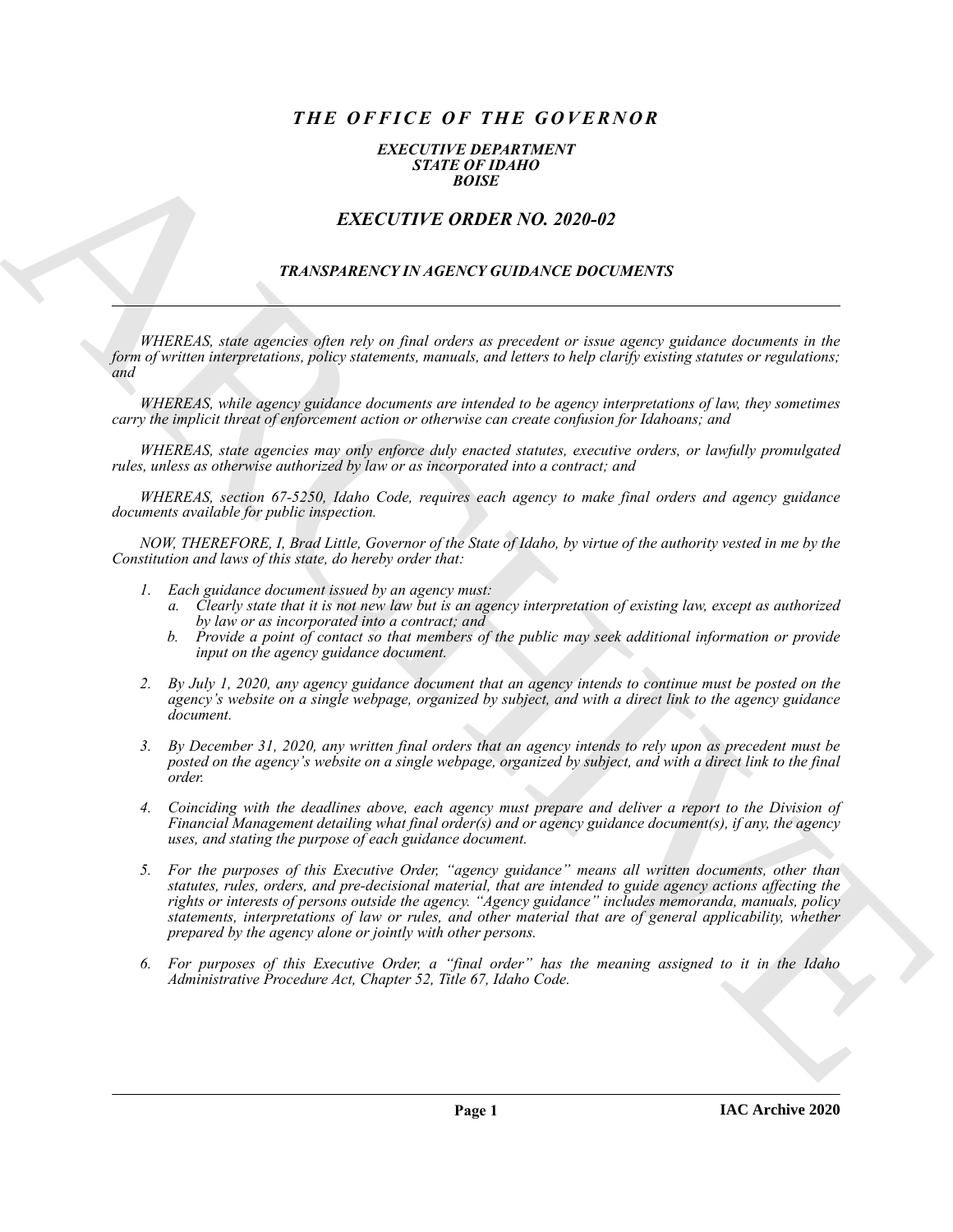# *THE OFFICE OF THE GOVERNOR*

***EXECUTIVE DEPARTMENT***
***STATE OF IDAHO***
***BOISE***

## *EXECUTIVE ORDER NO. 2020-02*

### *TRANSPARENCY IN AGENCY GUIDANCE DOCUMENTS*

---

*WHEREAS, state agencies often rely on final orders as precedent or issue agency guidance documents in the form of written interpretations, policy statements, manuals, and letters to help clarify existing statutes or regulations; and*

*WHEREAS, while agency guidance documents are intended to be agency interpretations of law, they sometimes carry the implicit threat of enforcement action or otherwise can create confusion for Idahoans; and*

*WHEREAS, state agencies may only enforce duly enacted statutes, executive orders, or lawfully promulgated rules, unless as otherwise authorized by law or as incorporated into a contract; and*

*WHEREAS, section 67-5250, Idaho Code, requires each agency to make final orders and agency guidance documents available for public inspection.*

*NOW, THEREFORE, I, Brad Little, Governor of the State of Idaho, by virtue of the authority vested in me by the Constitution and laws of this state, do hereby order that:*

1. *Each guidance document issued by an agency must:*
   a. *Clearly state that it is not new law but is an agency interpretation of existing law, except as authorized by law or as incorporated into a contract; and*
   b. *Provide a point of contact so that members of the public may seek additional information or provide input on the agency guidance document.*

2. *By July 1, 2020, any agency guidance document that an agency intends to continue must be posted on the agency's website on a single webpage, organized by subject, and with a direct link to the agency guidance document.*

3. *By December 31, 2020, any written final orders that an agency intends to rely upon as precedent must be posted on the agency's website on a single webpage, organized by subject, and with a direct link to the final order.*

4. *Coinciding with the deadlines above, each agency must prepare and deliver a report to the Division of Financial Management detailing what final order(s) and or agency guidance document(s), if any, the agency uses, and stating the purpose of each guidance document.*

5. *For the purposes of this Executive Order, "agency guidance" means all written documents, other than statutes, rules, orders, and pre-decisional material, that are intended to guide agency actions affecting the rights or interests of persons outside the agency. "Agency guidance" includes memoranda, manuals, policy statements, interpretations of law or rules, and other material that are of general applicability, whether prepared by the agency alone or jointly with other persons.*

6. *For purposes of this Executive Order, a "final order" has the meaning assigned to it in the Idaho Administrative Procedure Act, Chapter 52, Title 67, Idaho Code.*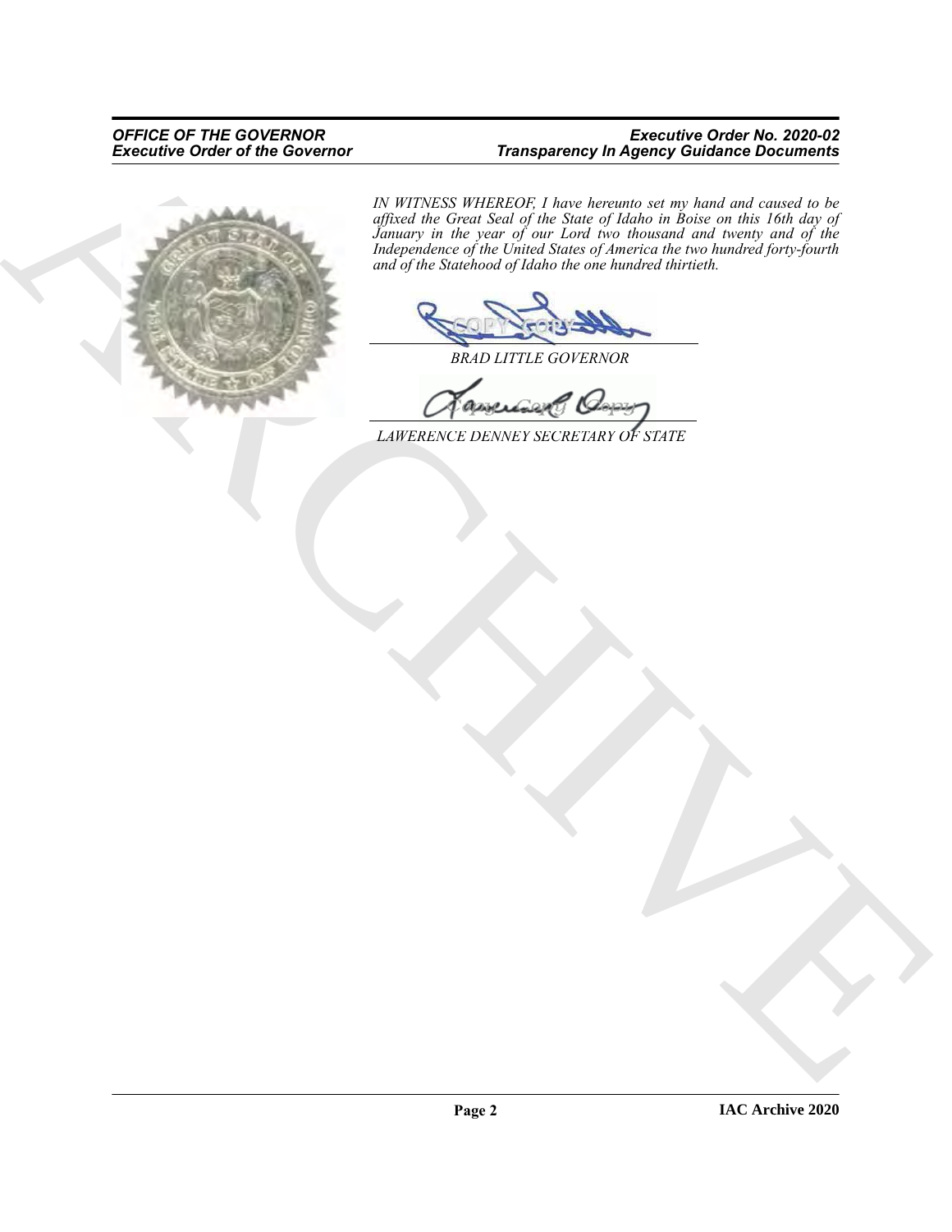*IN WITNESS WHEREOF, I have hereunto set my hand and caused to be affixed the Great Seal of the State of Idaho in Boise on this 16th day of January in the year of our Lord two thousand and twenty and of the Independence of the United States of America the two hundred forty-fourth and of the Statehood of Idaho the one hundred thirtieth.*

*BRAD LITTLE GOVERNOR*

*LAWERENCE DENNEY SECRETARY OF STATE*